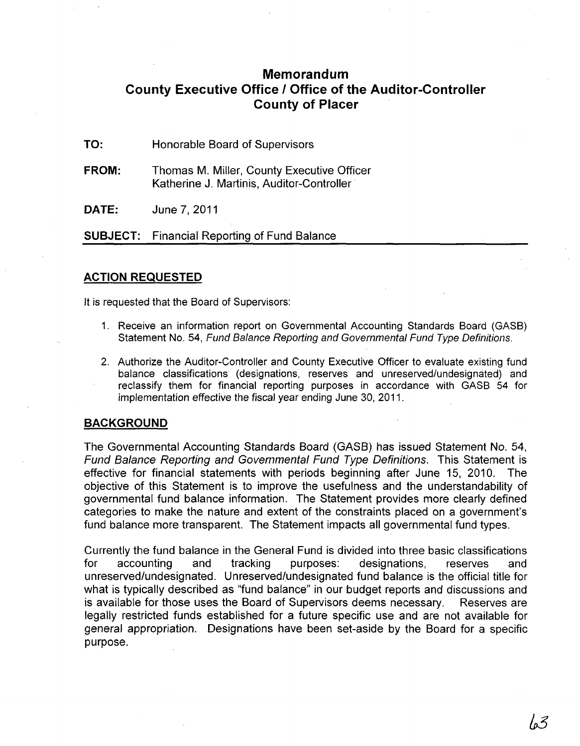# Memorandum
## County Executive Office / Office of the Auditor-Controller
## County of Placer

**TO:** Honorable Board of Supervisors

**FROM:** Thomas M. Miller, County Executive Officer
Katherine J. Martinis, Auditor-Controller

**DATE:** June 7, 2011

**SUBJECT:** Financial Reporting of Fund Balance

---

## ACTION REQUESTED

It is requested that the Board of Supervisors:

1. Receive an information report on Governmental Accounting Standards Board (GASB) Statement No. 54, *Fund Balance Reporting and Governmental Fund Type Definitions*.
2. Authorize the Auditor-Controller and County Executive Officer to evaluate existing fund balance classifications (designations, reserves and unreserved/undesignated) and reclassify them for financial reporting purposes in accordance with GASB 54 for implementation effective the fiscal year ending June 30, 2011.

## BACKGROUND

The Governmental Accounting Standards Board (GASB) has issued Statement No. 54, *Fund Balance Reporting and Governmental Fund Type Definitions*. This Statement is effective for financial statements with periods beginning after June 15, 2010. The objective of this Statement is to improve the usefulness and the understandability of governmental fund balance information. The Statement provides more clearly defined categories to make the nature and extent of the constraints placed on a government's fund balance more transparent. The Statement impacts all governmental fund types.

Currently the fund balance in the General Fund is divided into three basic classifications for accounting and tracking purposes: designations, reserves and unreserved/undesignated. Unreserved/undesignated fund balance is the official title for what is typically described as "fund balance" in our budget reports and discussions and is available for those uses the Board of Supervisors deems necessary. Reserves are legally restricted funds established for a future specific use and are not available for general appropriation. Designations have been set-aside by the Board for a specific purpose.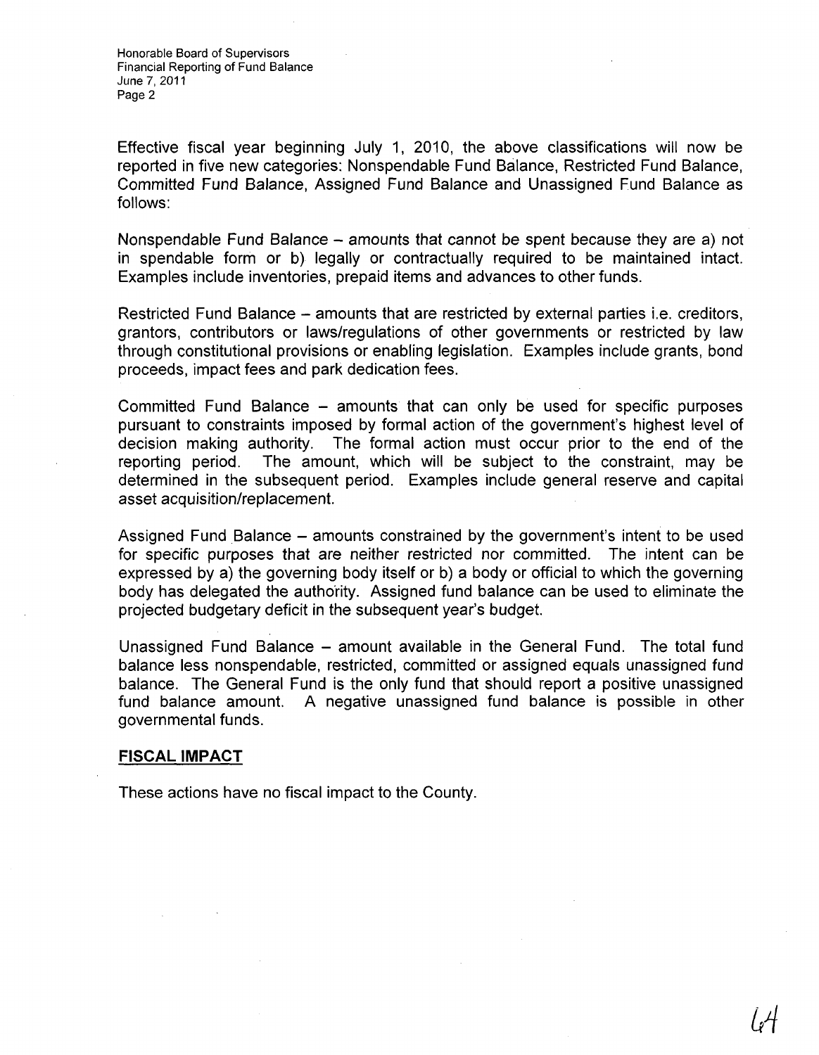Effective fiscal year beginning July 1, 2010, the above classifications will now be reported in five new categories: Nonspendable Fund Balance, Restricted Fund Balance, Committed Fund Balance, Assigned Fund Balance and Unassigned Fund Balance as follows:

Nonspendable Fund Balance – amounts that cannot be spent because they are a) not in spendable form or b) legally or contractually required to be maintained intact. Examples include inventories, prepaid items and advances to other funds.

Restricted Fund Balance – amounts that are restricted by external parties i.e. creditors, grantors, contributors or laws/regulations of other governments or restricted by law through constitutional provisions or enabling legislation. Examples include grants, bond proceeds, impact fees and park dedication fees.

Committed Fund Balance – amounts that can only be used for specific purposes pursuant to constraints imposed by formal action of the government's highest level of decision making authority. The formal action must occur prior to the end of the reporting period. The amount, which will be subject to the constraint, may be determined in the subsequent period. Examples include general reserve and capital asset acquisition/replacement.

Assigned Fund Balance – amounts constrained by the government's intent to be used for specific purposes that are neither restricted nor committed. The intent can be expressed by a) the governing body itself or b) a body or official to which the governing body has delegated the authority. Assigned fund balance can be used to eliminate the projected budgetary deficit in the subsequent year's budget.

Unassigned Fund Balance – amount available in the General Fund. The total fund balance less nonspendable, restricted, committed or assigned equals unassigned fund balance. The General Fund is the only fund that should report a positive unassigned fund balance amount. A negative unassigned fund balance is possible in other governmental funds.

## FISCAL IMPACT

These actions have no fiscal impact to the County.